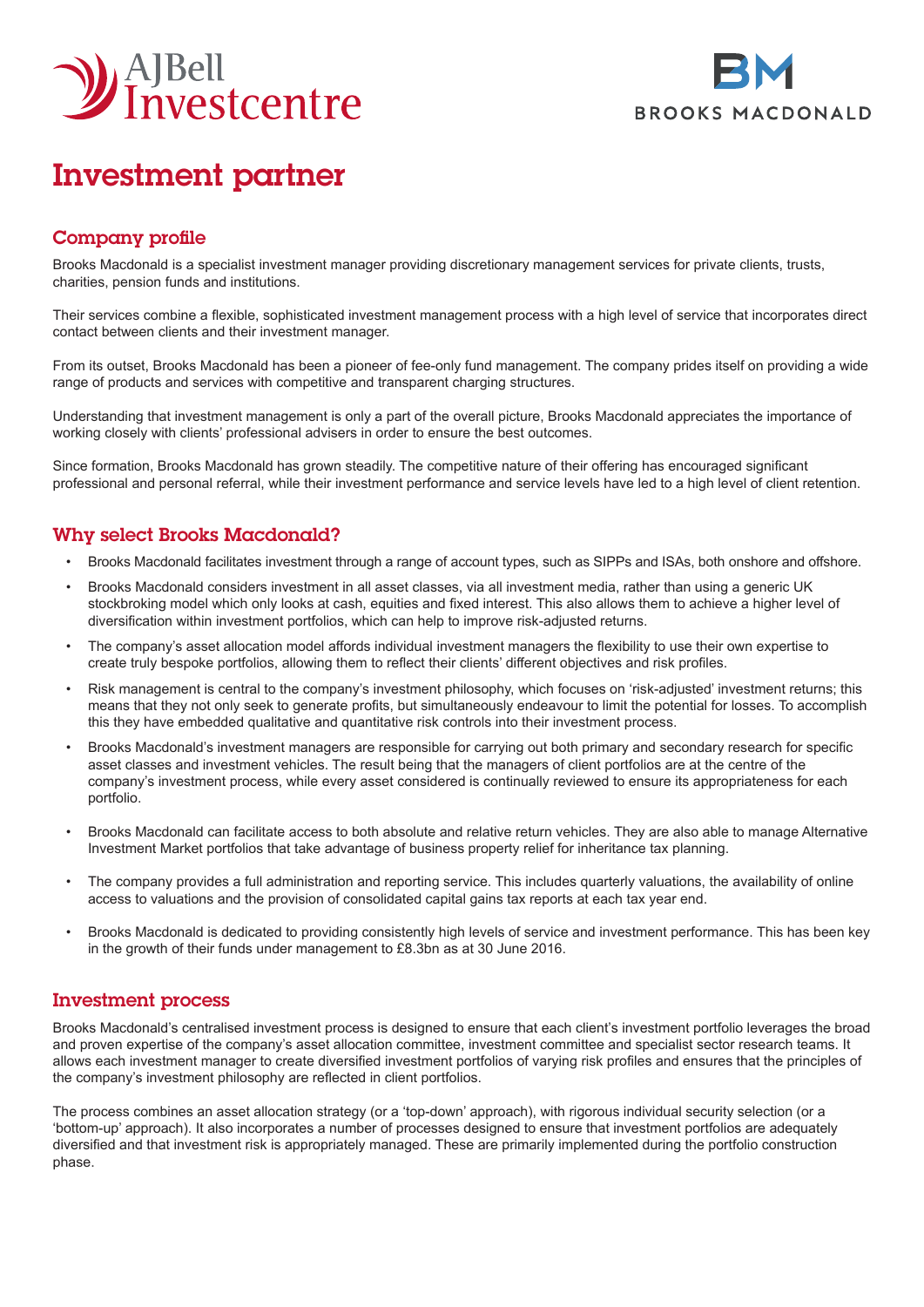# Investment partner

## Company profile

Brooks Macdonald is a specialist investment manager providing discretionary management services for private clients, trusts, charities, pension funds and institutions.

Their services combine a flexible, sophisticated investment management process with a high level of service that incorporates direct contact between clients and their investment manager.

From its outset, Brooks Macdonald has been a pioneer of fee-only fund management. The company prides itself on providing a wide range of products and services with competitive and transparent charging structures.

Understanding that investment management is only a part of the overall picture, Brooks Macdonald appreciates the importance of working closely with clients' professional advisers in order to ensure the best outcomes.

Since formation, Brooks Macdonald has grown steadily. The competitive nature of their offering has encouraged significant professional and personal referral, while their investment performance and service levels have led to a high level of client retention.

## Why select Brooks Macdonald?

- Brooks Macdonald facilitates investment through a range of account types, such as SIPPs and ISAs, both onshore and offshore.
- Brooks Macdonald considers investment in all asset classes, via all investment media, rather than using a generic UK stockbroking model which only looks at cash, equities and fixed interest. This also allows them to achieve a higher level of diversification within investment portfolios, which can help to improve risk-adjusted returns.
- The company's asset allocation model affords individual investment managers the flexibility to use their own expertise to create truly bespoke portfolios, allowing them to reflect their clients' different objectives and risk profiles.
- Risk management is central to the company's investment philosophy, which focuses on 'risk-adjusted' investment returns; this means that they not only seek to generate profits, but simultaneously endeavour to limit the potential for losses. To accomplish this they have embedded qualitative and quantitative risk controls into their investment process.
- Brooks Macdonald's investment managers are responsible for carrying out both primary and secondary research for specific asset classes and investment vehicles. The result being that the managers of client portfolios are at the centre of the company's investment process, while every asset considered is continually reviewed to ensure its appropriateness for each portfolio.
- Brooks Macdonald can facilitate access to both absolute and relative return vehicles. They are also able to manage Alternative Investment Market portfolios that take advantage of business property relief for inheritance tax planning.
- The company provides a full administration and reporting service. This includes quarterly valuations, the availability of online access to valuations and the provision of consolidated capital gains tax reports at each tax year end.
- Brooks Macdonald is dedicated to providing consistently high levels of service and investment performance. This has been key in the growth of their funds under management to £8.3bn as at 30 June 2016.

## Investment process

Brooks Macdonald's centralised investment process is designed to ensure that each client's investment portfolio leverages the broad and proven expertise of the company's asset allocation committee, investment committee and specialist sector research teams. It allows each investment manager to create diversified investment portfolios of varying risk profiles and ensures that the principles of the company's investment philosophy are reflected in client portfolios.

The process combines an asset allocation strategy (or a 'top-down' approach), with rigorous individual security selection (or a 'bottom-up' approach). It also incorporates a number of processes designed to ensure that investment portfolios are adequately diversified and that investment risk is appropriately managed. These are primarily implemented during the portfolio construction phase.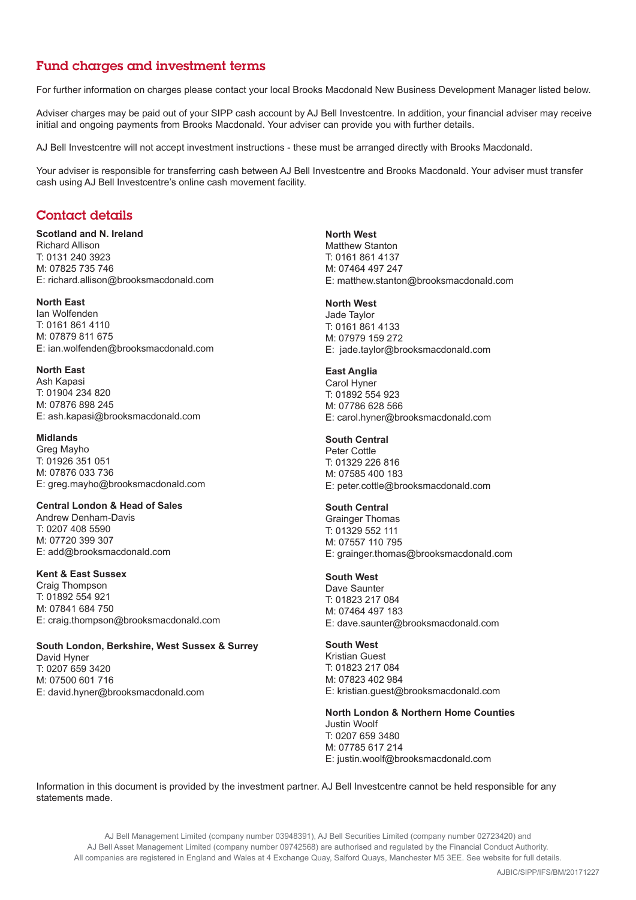## Fund charges and investment terms

For further information on charges please contact your local Brooks Macdonald New Business Development Manager listed below.

Adviser charges may be paid out of your SIPP cash account by AJ Bell Investcentre. In addition, your financial adviser may receive initial and ongoing payments from Brooks Macdonald. Your adviser can provide you with further details.

AJ Bell Investcentre will not accept investment instructions - these must be arranged directly with Brooks Macdonald.

Your adviser is responsible for transferring cash between AJ Bell Investcentre and Brooks Macdonald. Your adviser must transfer cash using AJ Bell Investcentre's online cash movement facility.

## Contact details

**Scotland and N. Ireland**
Richard Allison
T: 0131 240 3923
M: 07825 735 746
E: richard.allison@brooksmacdonald.com

**North East**
Ian Wolfenden
T: 0161 861 4110
M: 07879 811 675
E: ian.wolfenden@brooksmacdonald.com

**North East**
Ash Kapasi
T: 01904 234 820
M: 07876 898 245
E: ash.kapasi@brooksmacdonald.com

**Midlands**
Greg Mayho
T: 01926 351 051
M: 07876 033 736
E: greg.mayho@brooksmacdonald.com

**Central London & Head of Sales**
Andrew Denham-Davis
T: 0207 408 5590
M: 07720 399 307
E: add@brooksmacdonald.com

**Kent & East Sussex**
Craig Thompson
T: 01892 554 921
M: 07841 684 750
E: craig.thompson@brooksmacdonald.com

**South London, Berkshire, West Sussex & Surrey**
David Hyner
T: 0207 659 3420
M: 07500 601 716
E: david.hyner@brooksmacdonald.com

**North West**
Matthew Stanton
T: 0161 861 4137
M: 07464 497 247
E: matthew.stanton@brooksmacdonald.com

**North West**
Jade Taylor
T: 0161 861 4133
M: 07979 159 272
E: jade.taylor@brooksmacdonald.com

**East Anglia**
Carol Hyner
T: 01892 554 923
M: 07786 628 566
E: carol.hyner@brooksmacdonald.com

**South Central**
Peter Cottle
T: 01329 226 816
M: 07585 400 183
E: peter.cottle@brooksmacdonald.com

**South Central**
Grainger Thomas
T: 01329 552 111
M: 07557 110 795
E: grainger.thomas@brooksmacdonald.com

**South West**
Dave Saunter
T: 01823 217 084
M: 07464 497 183
E: dave.saunter@brooksmacdonald.com

**South West**
Kristian Guest
T: 01823 217 084
M: 07823 402 984
E: kristian.guest@brooksmacdonald.com

**North London & Northern Home Counties**
Justin Woolf
T: 0207 659 3480
M: 07785 617 214
E: justin.woolf@brooksmacdonald.com

Information in this document is provided by the investment partner. AJ Bell Investcentre cannot be held responsible for any statements made.

AJ Bell Management Limited (company number 03948391), AJ Bell Securities Limited (company number 02723420) and AJ Bell Asset Management Limited (company number 09742568) are authorised and regulated by the Financial Conduct Authority. All companies are registered in England and Wales at 4 Exchange Quay, Salford Quays, Manchester M5 3EE. See website for full details.

AJBIC/SIPP/IFS/BM/20171227